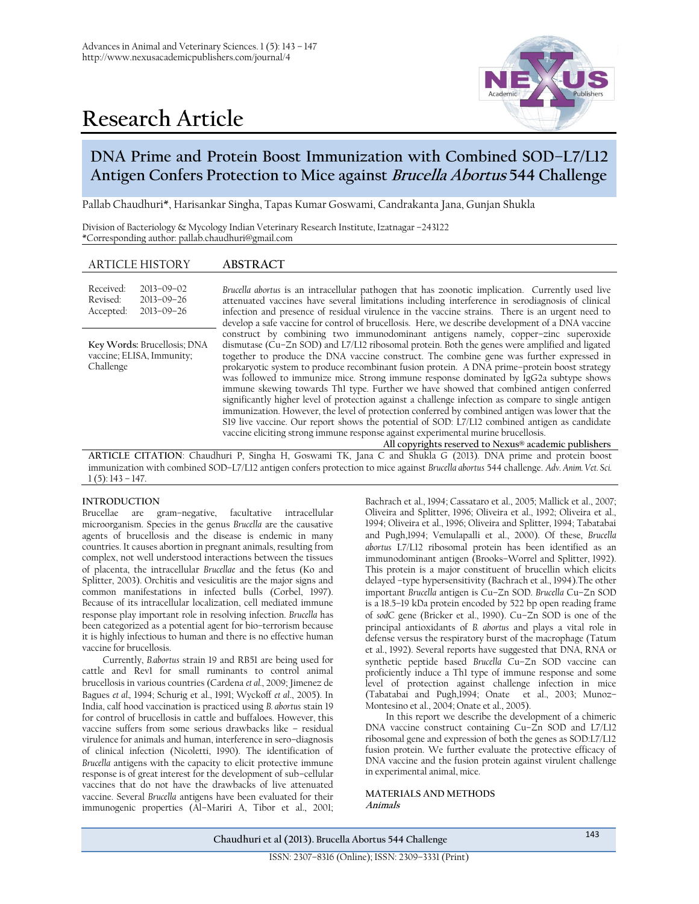# Research Article

## DNA Prime and Protein Boost Immunization with Combined SOD–L7/L12 Antigen Confers Protection to Mice against *Brucella Abortus* 544 Challenge

Pallab Chaudhuri*, Harisankar Singha, Tapas Kumar Goswami, Candrakanta Jana, Gunjan Shukla

Division of Bacteriology & Mycology Indian Veterinary Research Institute, Izatnagar –243122
*Corresponding author: pallab.chaudhuri@gmail.com

**ARTICLE HISTORY**

Received: 2013–09–02
Revised: 2013–09–26
Accepted: 2013–09–26

**Key Words:** Brucellosis; DNA vaccine; ELISA, Immunity; Challenge

**ABSTRACT**

*Brucella abortus* is an intracellular pathogen that has zoonotic implication. Currently used live attenuated vaccines have several limitations including interference in serodiagnosis of clinical infection and presence of residual virulence in the vaccine strains. There is an urgent need to develop a safe vaccine for control of brucellosis. Here, we describe development of a DNA vaccine construct by combining two immunodominant antigens namely, copper–zinc superoxide dismutase (Cu–Zn SOD) and L7/L12 ribosomal protein. Both the genes were amplified and ligated together to produce the DNA vaccine construct. The combine gene was further expressed in prokaryotic system to produce recombinant fusion protein. A DNA prime–protein boost strategy was followed to immunize mice. Strong immune response dominated by IgG2a subtype shows immune skewing towards Th1 type. Further we have showed that combined antigen conferred significantly higher level of protection against a challenge infection as compare to single antigen immunization. However, the level of protection conferred by combined antigen was lower that the S19 live vaccine. Our report shows the potential of SOD: L7/L12 combined antigen as candidate vaccine eliciting strong immune response against experimental murine brucellosis.

All copyrights reserved to Nexus® academic publishers

**ARTICLE CITATION**: Chaudhuri P, Singha H, Goswami TK, Jana C and Shukla G (2013). DNA prime and protein boost immunization with combined SOD–L7/L12 antigen confers protection to mice against *Brucella abortus* 544 challenge. *Adv. Anim. Vet. Sci.* 1 (5): 143 – 147.

## INTRODUCTION

Brucellae are gram–negative, facultative intracellular microorganism. Species in the genus *Brucella* are the causative agents of brucellosis and the disease is endemic in many countries. It causes abortion in pregnant animals, resulting from complex, not well understood interactions between the tissues of placenta, the intracellular *Brucellae* and the fetus (Ko and Splitter, 2003). Orchitis and vesiculitis are the major signs and common manifestations in infected bulls (Corbel, 1997). Because of its intracellular localization, cell mediated immune response play important role in resolving infection. *Brucella* has been categorized as a potential agent for bio–terrorism because it is highly infectious to human and there is no effective human vaccine for brucellosis.

Currently, *B.abortus* strain 19 and RB51 are being used for cattle and Rev1 for small ruminants to control animal brucellosis in various countries (Cardena *et al.*, 2009; Jimenez de Bagues *et al.*, 1994; Schurig et al., 1991; Wyckoff *et al.*, 2005). In India, calf hood vaccination is practiced using *B. abortus* stain 19 for control of brucellosis in cattle and buffaloes. However, this vaccine suffers from some serious drawbacks like – residual virulence for animals and human, interference in sero–diagnosis of clinical infection (Nicoletti, 1990). The identification of *Brucella* antigens with the capacity to elicit protective immune response is of great interest for the development of sub–cellular vaccines that do not have the drawbacks of live attenuated vaccine. Several *Brucella* antigens have been evaluated for their immunogenic properties (Al–Mariri A, Tibor et al., 2001; Bachrach et al., 1994; Cassataro et al., 2005; Mallick et al., 2007; Oliveira and Splitter, 1996; Oliveira et al., 1992; Oliveira et al., 1994; Oliveira et al., 1996; Oliveira and Splitter, 1994; Tabatabai and Pugh,1994; Vemulapalli et al., 2000). Of these, *Brucella abortus* L7/L12 ribosomal protein has been identified as an immunodominant antigen (Brooks–Worrel and Splitter, 1992). This protein is a major constituent of brucellin which elicits delayed –type hypersensitivity (Bachrach et al., 1994).The other important *Brucella* antigen is Cu–Zn SOD. *Brucella* Cu–Zn SOD is a 18.5–19 kDa protein encoded by 522 bp open reading frame of *sodC* gene (Bricker et al., 1990). Cu–Zn SOD is one of the principal antioxidants of *B. abortus* and plays a vital role in defense versus the respiratory burst of the macrophage (Tatum et al., 1992). Several reports have suggested that DNA, RNA or synthetic peptide based *Brucella* Cu–Zn SOD vaccine can proficiently induce a Th1 type of immune response and some level of protection against challenge infection in mice (Tabatabai and Pugh,1994; Onate et al., 2003; Munoz–Montesino et al., 2004; Onate et al., 2005).

In this report we describe the development of a chimeric DNA vaccine construct containing Cu–Zn SOD and L7/L12 ribosomal gene and expression of both the genes as SOD:L7/L12 fusion protein. We further evaluate the protective efficacy of DNA vaccine and the fusion protein against virulent challenge in experimental animal, mice.

## MATERIALS AND METHODS

### *Animals*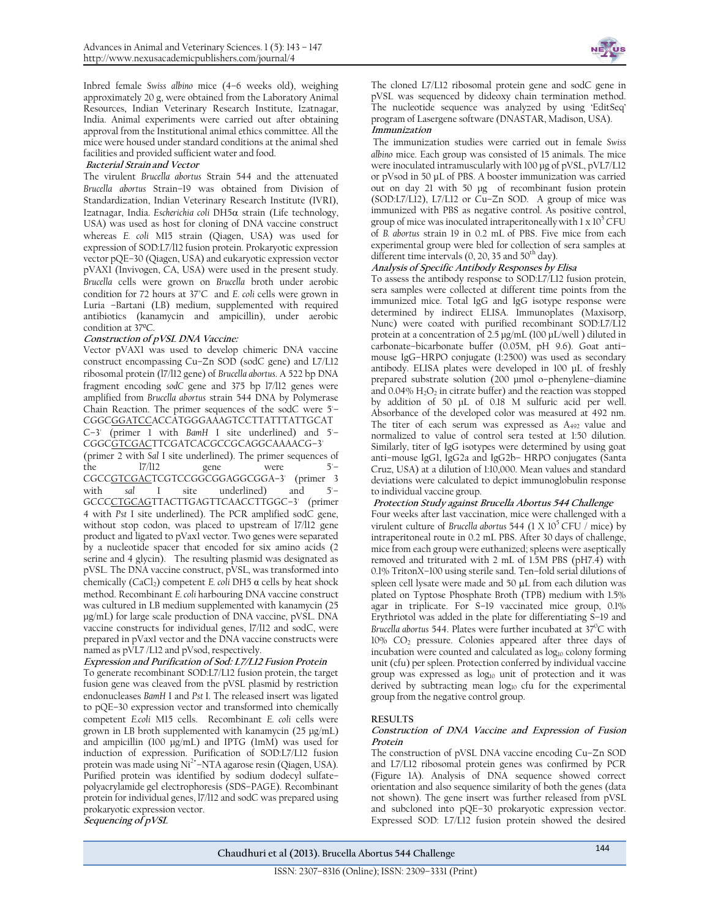Inbred female *Swiss albino* mice (4–6 weeks old), weighing approximately 20 g, were obtained from the Laboratory Animal Resources, Indian Veterinary Research Institute, Izatnagar, India. Animal experiments were carried out after obtaining approval from the Institutional animal ethics committee. All the mice were housed under standard conditions at the animal shed facilities and provided sufficient water and food.

### Bacterial Strain and Vector

The virulent *Brucella abortus* Strain 544 and the attenuated *Brucella abortus* Strain–19 was obtained from Division of Standardization, Indian Veterinary Research Institute (IVRI), Izatnagar, India. *Escherichia coli* DH5α strain (Life technology, USA) was used as host for cloning of DNA vaccine construct whereas *E. coli* M15 strain (Qiagen, USA) was used for expression of SOD:L7/l12 fusion protein. Prokaryotic expression vector pQE–30 (Qiagen, USA) and eukaryotic expression vector pVAX1 (Invivogen, CA, USA) were used in the present study. *Brucella* cells were grown on *Brucella* broth under aerobic condition for 72 hours at 37°C and *E. coli* cells were grown in Luria –Bartani (LB) medium, supplemented with required antibiotics (kanamycin and ampicillin), under aerobic condition at 37ºC.

### Construction of pVSL DNA Vaccine:

Vector pVAX1 was used to develop chimeric DNA vaccine construct encompassing Cu–Zn SOD (sodC gene) and L7/L12 ribosomal protein (l7/l12 gene) of *Brucella abortus*. A 522 bp DNA fragment encoding *sodC* gene and 375 bp l7/l12 genes were amplified from *Brucella abortus* strain 544 DNA by Polymerase Chain Reaction. The primer sequences of the sodC were 5'–CGGCGGATCCACCATGGGAAAGTCCTTATTTATTGCATC–3' (primer 1 with *BamH* I site underlined) and 5'–CGGCGTCGACTTCGATCACGCCGCAGGCAAAACG–3' (primer 2 with *Sal* I site underlined). The primer sequences of the l7/l12 gene were 5'–CGCCGTCGACTCGTCCGGCGGAGGCGGA–3' (primer 3 with *sal* I site underlined) and 5'–GCCCCTGCAGTTACTTGAGTTCAACCTTGGC–3' (primer 4 with *Pst* I site underlined). The PCR amplified sodC gene, without stop codon, was placed to upstream of l7/l12 gene product and ligated to pVax1 vector. Two genes were separated by a nucleotide spacer that encoded for six amino acids (2 serine and 4 glycin). The resulting plasmid was designated as pVSL. The DNA vaccine construct, pVSL, was transformed into chemically ($CaCl_2$) competent *E. coli* DH5 α cells by heat shock method. Recombinant *E. coli* harbouring DNA vaccine construct was cultured in LB medium supplemented with kanamycin (25 μg/mL) for large scale production of DNA vaccine, pVSL. DNA vaccine constructs for individual genes, l7/l12 and sodC, were prepared in pVax1 vector and the DNA vaccine constructs were named as pVL7 /L12 and pVsod, respectively.

### Expression and Purification of Sod: L7/L12 Fusion Protein

To generate recombinant SOD:L7/L12 fusion protein, the target fusion gene was cleaved from the pVSL plasmid by restriction endonucleases *BamH* I and *Pst* I. The released insert was ligated to pQE–30 expression vector and transformed into chemically competent *E.coli* M15 cells. Recombinant *E. coli* cells were grown in LB broth supplemented with kanamycin (25 μg/mL) and ampicillin (100 μg/mL) and IPTG (1mM) was used for induction of expression. Purification of SOD:L7/L12 fusion protein was made using $Ni^{2+}$–NTA agarose resin (Qiagen, USA). Purified protein was identified by sodium dodecyl sulfate–polyacrylamide gel electrophoresis (SDS–PAGE). Recombinant protein for individual genes, l7/l12 and sodC was prepared using prokaryotic expression vector.

### Sequencing of pVSL

The cloned L7/L12 ribosomal protein gene and sodC gene in pVSL was sequenced by dideoxy chain termination method. The nucleotide sequence was analyzed by using 'EditSeq' program of Lasergene software (DNASTAR, Madison, USA).

### Immunization

The immunization studies were carried out in female *Swiss albino* mice. Each group was consisted of 15 animals. The mice were inoculated intramuscularly with 100 μg of pVSL, pVL7/L12 or pVsod in 50 μL of PBS. A booster immunization was carried out on day 21 with 50 μg of recombinant fusion protein (SOD:L7/L12), L7/L12 or Cu–Zn SOD. A group of mice was immunized with PBS as negative control. As positive control, group of mice was inoculated intraperitoneally with $1 \times 10^5$ CFU of *B. abortus* strain 19 in 0.2 mL of PBS. Five mice from each experimental group were bled for collection of sera samples at different time intervals (0, 20, 35 and 50$^{th}$ day).

### Analysis of Specific Antibody Responses by Elisa

To assess the antibody response to SOD:L7/L12 fusion protein, sera samples were collected at different time points from the immunized mice. Total IgG and IgG isotype response were determined by indirect ELISA. Immunoplates (Maxisorp, Nunc) were coated with purified recombinant SOD:L7/L12 protein at a concentration of 2.5 μg/mL (100 μL/well ) diluted in carbonate–bicarbonate buffer (0.05M, pH 9.6). Goat anti–mouse IgG–HRPO conjugate (1:2500) was used as secondary antibody. ELISA plates were developed in 100 μL of freshly prepared substrate solution (200 μmol o–phenylene–diamine and 0.04% $H_2O_2$ in citrate buffer) and the reaction was stopped by addition of 50 μL of 0.18 M sulfuric acid per well. Absorbance of the developed color was measured at 492 nm. The titer of each serum was expressed as $A_{492}$ value and normalized to value of control sera tested at 1:50 dilution. Similarly, titer of IgG isotypes were determined by using goat anti–mouse IgG1, IgG2a and IgG2b– HRPO conjugates (Santa Cruz, USA) at a dilution of 1:10,000. Mean values and standard deviations were calculated to depict immunoglobulin response to individual vaccine group.

### Protection Study against Brucella Abortus 544 Challenge

Four weeks after last vaccination, mice were challenged with a virulent culture of *Brucella abortus* 544 ($1 \times 10^5$ CFU / mice) by intraperitoneal route in 0.2 mL PBS. After 30 days of challenge, mice from each group were euthanized; spleens were aseptically removed and triturated with 2 mL of 1.5M PBS (pH7.4) with 0.1% TritonX–100 using sterile sand. Ten–fold serial dilutions of spleen cell lysate were made and 50 μL from each dilution was plated on Typtose Phosphate Broth (TPB) medium with 1.5% agar in triplicate. For S–19 vaccinated mice group, 0.1% Erythriotol was added in the plate for differentiating S–19 and *Brucella abortus* 544. Plates were further incubated at 37$^0$C with 10% $CO_2$ pressure. Colonies appeared after three days of incubation were counted and calculated as $\log_{10}$ colony forming unit (cfu) per spleen. Protection conferred by individual vaccine group was expressed as $\log_{10}$ unit of protection and it was derived by subtracting mean $\log_{10}$ cfu for the experimental group from the negative control group.

## RESULTS

### Construction of DNA Vaccine and Expression of Fusion Protein

The construction of pVSL DNA vaccine encoding Cu–Zn SOD and L7/L12 ribosomal protein genes was confirmed by PCR (Figure 1A). Analysis of DNA sequence showed correct orientation and also sequence similarity of both the genes (data not shown). The gene insert was further released from pVSL and subcloned into pQE–30 prokaryotic expression vector. Expressed SOD: L7/L12 fusion protein showed the desired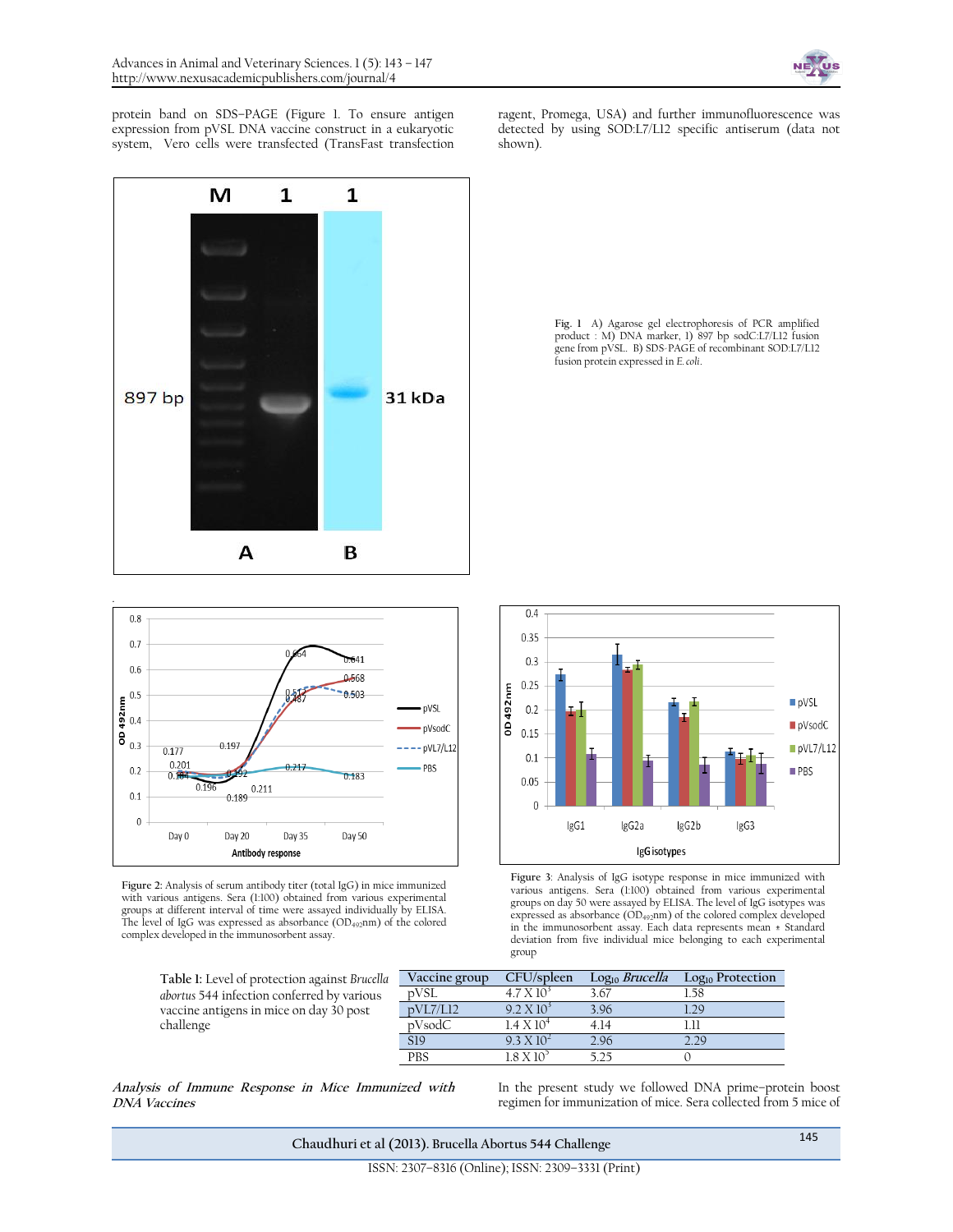protein band on SDS–PAGE (Figure 1. To ensure antigen expression from pVSL DNA vaccine construct in a eukaryotic system, Vero cells were transfected (TransFast transfection ragent, Promega, USA) and further immunofluorescence was detected by using SOD:L7/L12 specific antiserum (data not shown).

Fig. 1 A) Agarose gel electrophoresis of PCR amplified product : M) DNA marker, 1) 897 bp sodC:L7/L12 fusion gene from pVSL. B) SDS-PAGE of recombinant SOD:L7/L12 fusion protein expressed in *E. coli*.

**Figure 2**: Analysis of serum antibody titer (total IgG) in mice immunized with various antigens. Sera (1:100) obtained from various experimental groups at different interval of time were assayed individually by ELISA. The level of IgG was expressed as absorbance ($OD_{492}$nm) of the colored complex developed in the immunosorbent assay.

**Figure 3**: Analysis of IgG isotype response in mice immunized with various antigens. Sera (1:100) obtained from various experimental groups on day 50 were assayed by ELISA. The level of IgG isotypes was expressed as absorbance ($OD_{492}$nm) of the colored complex developed in the immunosorbent assay. Each data represents mean ± Standard deviation from five individual mice belonging to each experimental group

**Table 1**: Level of protection against *Brucella abortus* 544 infection conferred by various vaccine antigens in mice on day 30 post challenge

| Vaccine group | CFU/spleen | $Log_{10}$ *Brucella* | $Log_{10}$ Protection |
|---|---|---|---|
| pVSL | $4.7 \times 10^3$ | 3.67 | 1.58 |
| pVL7/L12 | $9.2 \times 10^3$ | 3.96 | 1.29 |
| pVsodC | $1.4 \times 10^4$ | 4.14 | 1.11 |
| S19 | $9.3 \times 10^2$ | 2.96 | 2.29 |
| PBS | $1.8 \times 10^5$ | 5.25 | 0 |

***Analysis of Immune Response in Mice Immunized with DNA Vaccines***

In the present study we followed DNA prime–protein boost regimen for immunization of mice. Sera collected from 5 mice of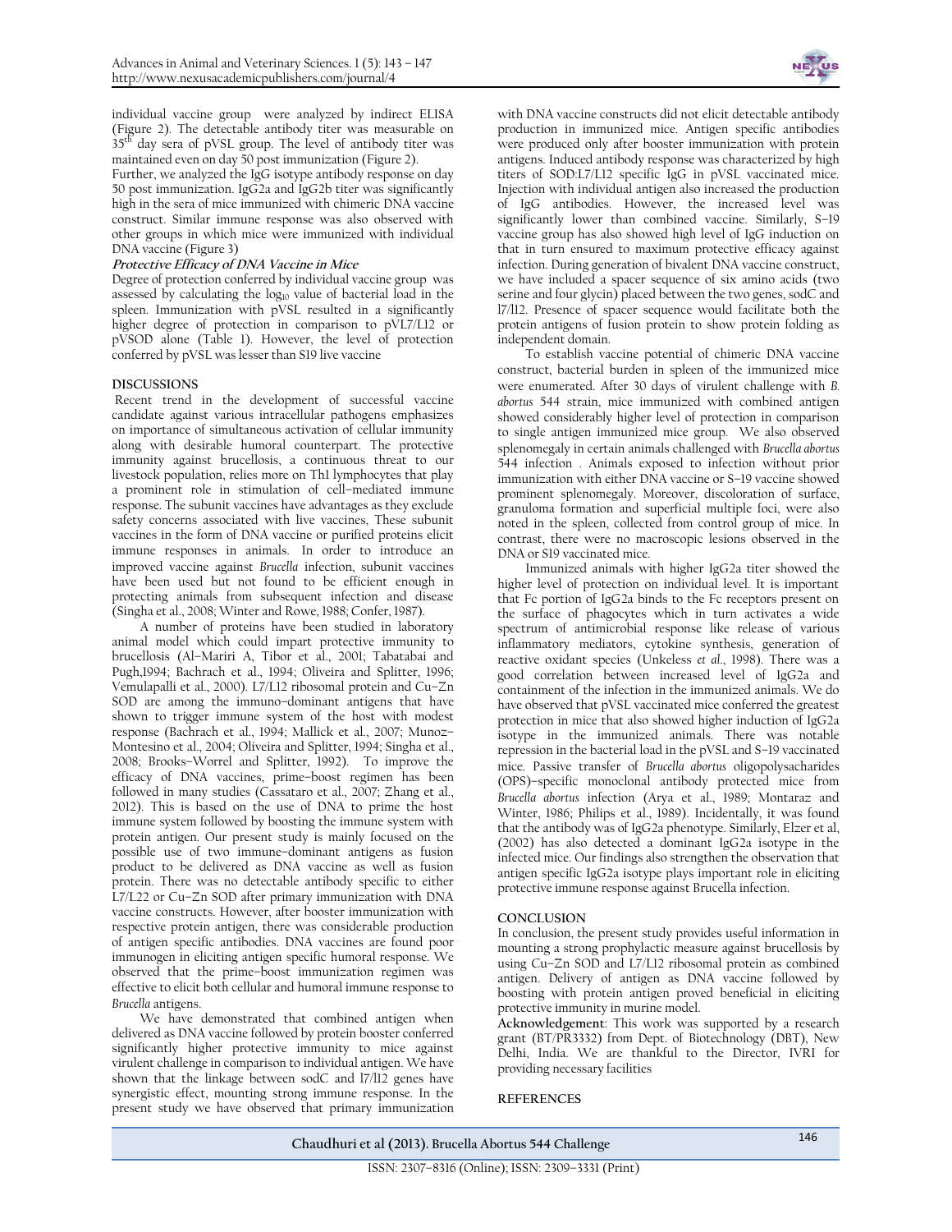individual vaccine group were analyzed by indirect ELISA (Figure 2). The detectable antibody titer was measurable on 35[th] day sera of pVSL group. The level of antibody titer was maintained even on day 50 post immunization (Figure 2).

Further, we analyzed the IgG isotype antibody response on day 50 post immunization. IgG2a and IgG2b titer was significantly high in the sera of mice immunized with chimeric DNA vaccine construct. Similar immune response was also observed with other groups in which mice were immunized with individual DNA vaccine (Figure 3)

**Protective Efficacy of DNA Vaccine in Mice**

Degree of protection conferred by individual vaccine group was assessed by calculating the $\log_{10}$ value of bacterial load in the spleen. Immunization with pVSL resulted in a significantly higher degree of protection in comparison to pVL7/L12 or pVSOD alone (Table 1). However, the level of protection conferred by pVSL was lesser than S19 live vaccine

## DISCUSSIONS

Recent trend in the development of successful vaccine candidate against various intracellular pathogens emphasizes on importance of simultaneous activation of cellular immunity along with desirable humoral counterpart. The protective immunity against brucellosis, a continuous threat to our livestock population, relies more on Th1 lymphocytes that play a prominent role in stimulation of cell-mediated immune response. The subunit vaccines have advantages as they exclude safety concerns associated with live vaccines, These subunit vaccines in the form of DNA vaccine or purified proteins elicit immune responses in animals. In order to introduce an improved vaccine against *Brucella* infection, subunit vaccines have been used but not found to be efficient enough in protecting animals from subsequent infection and disease (Singha et al., 2008; Winter and Rowe, 1988; Confer, 1987).

A number of proteins have been studied in laboratory animal model which could impart protective immunity to brucellosis (Al-Mariri A, Tibor et al., 2001; Tabatabai and Pugh,1994; Bachrach et al., 1994; Oliveira and Splitter, 1996; Vemulapalli et al., 2000). L7/L12 ribosomal protein and Cu-Zn SOD are among the immuno-dominant antigens that have shown to trigger immune system of the host with modest response (Bachrach et al., 1994; Mallick et al., 2007; Munoz-Montesino et al., 2004; Oliveira and Splitter, 1994; Singha et al., 2008; Brooks-Worrel and Splitter, 1992). To improve the efficacy of DNA vaccines, prime-boost regimen has been followed in many studies (Cassataro et al., 2007; Zhang et al., 2012). This is based on the use of DNA to prime the host immune system followed by boosting the immune system with protein antigen. Our present study is mainly focused on the possible use of two immune-dominant antigens as fusion product to be delivered as DNA vaccine as well as fusion protein. There was no detectable antibody specific to either L7/L22 or Cu-Zn SOD after primary immunization with DNA vaccine constructs. However, after booster immunization with respective protein antigen, there was considerable production of antigen specific antibodies. DNA vaccines are found poor immunogen in eliciting antigen specific humoral response. We observed that the prime-boost immunization regimen was effective to elicit both cellular and humoral immune response to *Brucella* antigens.

We have demonstrated that combined antigen when delivered as DNA vaccine followed by protein booster conferred significantly higher protective immunity to mice against virulent challenge in comparison to individual antigen. We have shown that the linkage between sodC and l7/l12 genes have synergistic effect, mounting strong immune response. In the present study we have observed that primary immunization with DNA vaccine constructs did not elicit detectable antibody production in immunized mice. Antigen specific antibodies were produced only after booster immunization with protein antigens. Induced antibody response was characterized by high titers of SOD:L7/L12 specific IgG in pVSL vaccinated mice. Injection with individual antigen also increased the production of IgG antibodies. However, the increased level was significantly lower than combined vaccine. Similarly, S-19 vaccine group has also showed high level of IgG induction on that in turn ensured to maximum protective efficacy against infection. During generation of bivalent DNA vaccine construct, we have included a spacer sequence of six amino acids (two serine and four glycin) placed between the two genes, sodC and l7/l12. Presence of spacer sequence would facilitate both the protein antigens of fusion protein to show protein folding as independent domain.

To establish vaccine potential of chimeric DNA vaccine construct, bacterial burden in spleen of the immunized mice were enumerated. After 30 days of virulent challenge with *B. abortus* 544 strain, mice immunized with combined antigen showed considerably higher level of protection in comparison to single antigen immunized mice group. We also observed splenomegaly in certain animals challenged with *Brucella abortus* 544 infection . Animals exposed to infection without prior immunization with either DNA vaccine or S-19 vaccine showed prominent splenomegaly. Moreover, discoloration of surface, granuloma formation and superficial multiple foci, were also noted in the spleen, collected from control group of mice. In contrast, there were no macroscopic lesions observed in the DNA or S19 vaccinated mice.

Immunized animals with higher IgG2a titer showed the higher level of protection on individual level. It is important that Fc portion of IgG2a binds to the Fc receptors present on the surface of phagocytes which in turn activates a wide spectrum of antimicrobial response like release of various inflammatory mediators, cytokine synthesis, generation of reactive oxidant species (Unkeless *et al*., 1998). There was a good correlation between increased level of IgG2a and containment of the infection in the immunized animals. We do have observed that pVSL vaccinated mice conferred the greatest protection in mice that also showed higher induction of IgG2a isotype in the immunized animals. There was notable repression in the bacterial load in the pVSL and S-19 vaccinated mice. Passive transfer of *Brucella abortus* oligopolysacharides (OPS)-specific monoclonal antibody protected mice from *Brucella abortus* infection (Arya et al., 1989; Montaraz and Winter, 1986; Philips et al., 1989). Incidentally, it was found that the antibody was of IgG2a phenotype. Similarly, Elzer et al, (2002) has also detected a dominant IgG2a isotype in the infected mice. Our findings also strengthen the observation that antigen specific IgG2a isotype plays important role in eliciting protective immune response against Brucella infection.

## CONCLUSION

In conclusion, the present study provides useful information in mounting a strong prophylactic measure against brucellosis by using Cu-Zn SOD and L7/L12 ribosomal protein as combined antigen. Delivery of antigen as DNA vaccine followed by boosting with protein antigen proved beneficial in eliciting protective immunity in murine model.

**Acknowledgement**: This work was supported by a research grant (BT/PR3332) from Dept. of Biotechnology (DBT), New Delhi, India. We are thankful to the Director, IVRI for providing necessary facilities

## REFERENCES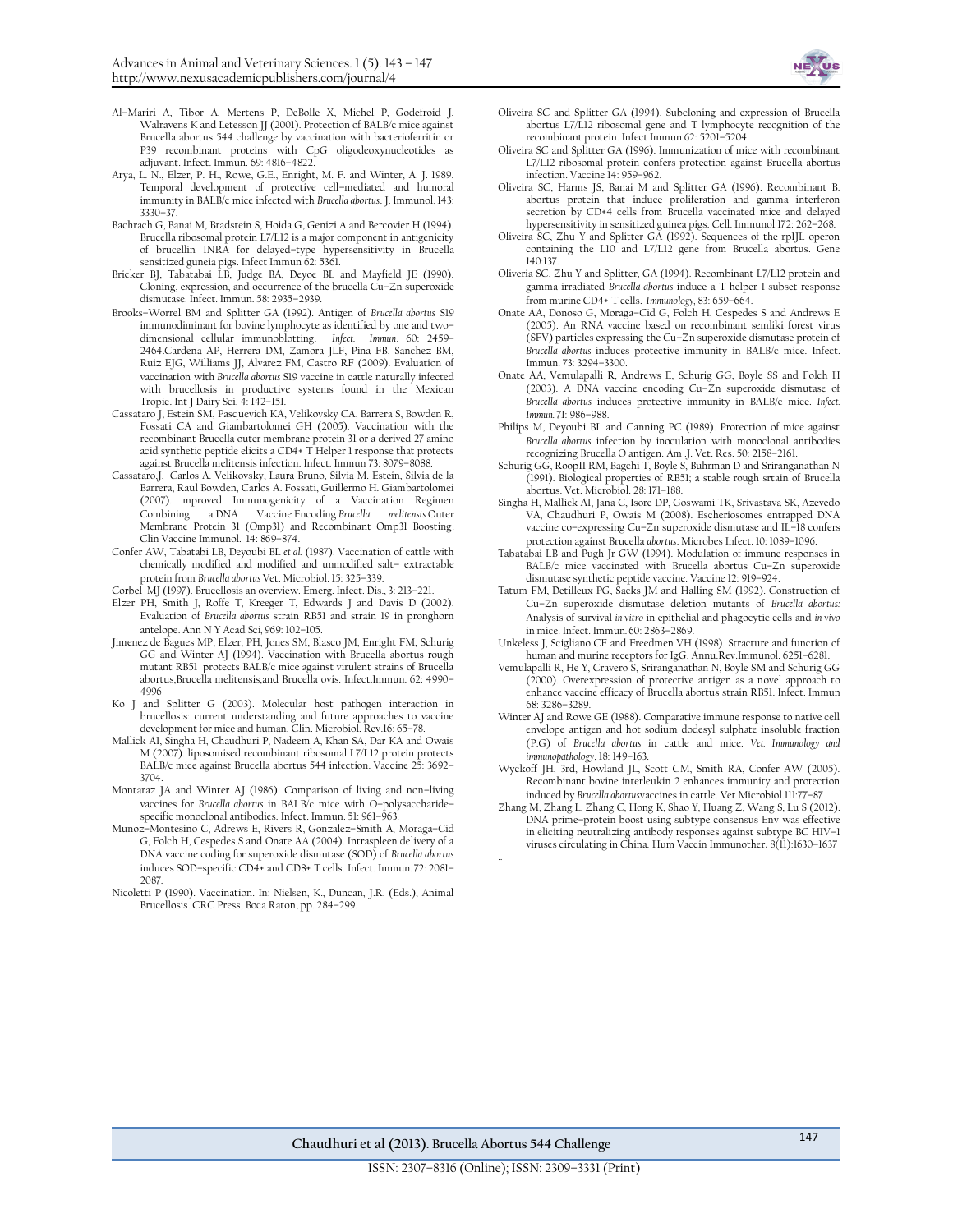Al-Mariri A, Tibor A, Mertens P, DeBolle X, Michel P, Godefroid J, Walravens K and Letesson JJ (2001). Protection of BALB/c mice against Brucella abortus 544 challenge by vaccination with bacterioferritin or P39 recombinant proteins with CpG oligodeoxynucleotides as adjuvant. Infect. Immun. 69: 4816–4822.

Arya, L. N., Elzer, P. H., Rowe, G.E., Enright, M. F. and Winter, A. J. 1989. Temporal development of protective cell-mediated and humoral immunity in BALB/c mice infected with *Brucella abortus*. J. Immunol. 143: 3330–37.

Bachrach G, Banai M, Bradstein S, Hoida G, Genizi A and Bercovier H (1994). Brucella ribosomal protein L7/L12 is a major component in antigenicity of brucellin INRA for delayed-type hypersensitivity in Brucella sensitized guneia pigs. Infect Immun 62: 5361.

Bricker BJ, Tabatabai LB, Judge BA, Deyoe BL and Mayfield JE (1990). Cloning, expression, and occurrence of the brucella Cu-Zn superoxide dismutase. Infect. Immun. 58: 2935–2939.

Brooks-Worrel BM and Splitter GA (1992). Antigen of *Brucella abortus* S19 immunodiminant for bovine lymphocyte as identified by one and two-dimensional cellular immunoblotting. *Infect. Immun.* 60: 2459–2464.Cardena AP, Herrera DM, Zamora JLF, Pina FB, Sanchez BM, Ruiz EJG, Williams JJ, Alvarez FM, Castro RF (2009). Evaluation of vaccination with *Brucella abortus* S19 vaccine in cattle naturally infected with brucellosis in productive systems found in the Mexican Tropic. Int J Dairy Sci. 4: 142–151.

Cassataro J, Estein SM, Pasquevich KA, Velikovsky CA, Barrera S, Bowden R, Fossati CA and Giambartolomei GH (2005). Vaccination with the recombinant Brucella outer membrane protein 31 or a derived 27 amino acid synthetic peptide elicits a CD4+ T Helper 1 response that protects against Brucella melitensis infection. Infect. Immun 73: 8079–8088.

Cassataro,J, Carlos A. Velikovsky, Laura Bruno, Silvia M. Estein, Silvia de la Barrera, Raúl Bowden, Carlos A. Fossati, Guillermo H. Giambartolomei (2007). mproved Immunogenicity of a Vaccination Regimen Combining a DNA Vaccine Encoding *Brucella melitensis* Outer Membrane Protein 31 (Omp31) and Recombinant Omp31 Boosting. Clin Vaccine Immunol. 14: 869–874.

Confer AW, Tabatabi LB, Deyoubi BL *et al.* (1987). Vaccination of cattle with chemically modified and modified and unmodified salt- extractable protein from *Brucella abortus* Vet. Microbiol. 15: 325–339.

Corbel MJ (1997). Brucellosis an overview. Emerg. Infect. Dis., 3: 213–221.

Elzer PH, Smith J, Roffe T, Kreeger T, Edwards J and Davis D (2002). Evaluation of *Brucella abortus* strain RB51 and strain 19 in pronghorn antelope. Ann N Y Acad Sci, 969: 102–105.

Jimenez de Bagues MP, Elzer, PH, Jones SM, Blasco JM, Enright FM, Schurig GG and Winter AJ (1994). Vaccination with Brucella abortus rough mutant RB51 protects BALB/c mice against virulent strains of Brucella abortus,Brucella melitensis,and Brucella ovis. Infect.Immun. 62: 4990–4996

Ko J and Splitter G (2003). Molecular host pathogen interaction in brucellosis: current understanding and future approaches to vaccine development for mice and human. Clin. Microbiol. Rev.16: 65–78.

Mallick AI, Singha H, Chaudhuri P, Nadeem A, Khan SA, Dar KA and Owais M (2007). liposomised recombinant ribosomal L7/L12 protein protects BALB/c mice against Brucella abortus 544 infection. Vaccine 25: 3692–3704.

Montaraz JA and Winter AJ (1986). Comparison of living and non-living vaccines for *Brucella abortus* in BALB/c mice with O-polysaccharide-specific monoclonal antibodies. Infect. Immun. 51: 961–963.

Munoz-Montesino C, Adrews E, Rivers R, Gonzalez-Smith A, Moraga-Cid G, Folch H, Cespedes S and Onate AA (2004). Intraspleen delivery of a DNA vaccine coding for superoxide dismutase (SOD) of *Brucella abortus* induces SOD-specific CD4+ and CD8+ T cells. Infect. Immun. 72: 2081–2087.

Nicoletti P (1990). Vaccination. In: Nielsen, K., Duncan, J.R. (Eds.), Animal Brucellosis. CRC Press, Boca Raton, pp. 284–299.

Oliveira SC and Splitter GA (1994). Subcloning and expression of Brucella abortus L7/L12 ribosomal gene and T lymphocyte recognition of the recombinant protein. Infect Immun 62: 5201–5204.

Oliveira SC and Splitter GA (1996). Immunization of mice with recombinant L7/L12 ribosomal protein confers protection against Brucella abortus infection. Vaccine 14: 959–962.

Oliveira SC, Harms JS, Banai M and Splitter GA (1996). Recombinant B. abortus protein that induce proliferation and gamma interferon secretion by CD+4 cells from Brucella vaccinated mice and delayed hypersensitivity in sensitized guinea pigs. Cell. Immunol 172: 262–268.

Oliveira SC, Zhu Y and Splitter GA (1992). Sequences of the rplJL operon containing the L10 and L7/L12 gene from Brucella abortus. Gene 140:137.

Oliveria SC, Zhu Y and Splitter, GA (1994). Recombinant L7/L12 protein and gamma irradiated *Brucella abortus* induce a T helper 1 subset response from murine CD4+ T cells. *Immunology*, 83: 659–664.

Onate AA, Donoso G, Moraga-Cid G, Folch H, Cespedes S and Andrews E (2005). An RNA vaccine based on recombinant semliki forest virus (SFV) particles expressing the Cu-Zn superoxide dismutase protein of *Brucella abortus* induces protective immunity in BALB/c mice. Infect. Immun. 73: 3294–3300.

Onate AA, Vemulapalli R, Andrews E, Schurig GG, Boyle SS and Folch H (2003). A DNA vaccine encoding Cu-Zn superoxide dismutase of *Brucella abortus* induces protective immunity in BALB/c mice. *Infect. Immun.* 71: 986–988.

Philips M, Deyoubi BL and Canning PC (1989). Protection of mice against *Brucella abortus* infection by inoculation with monoclonal antibodies recognizing Brucella O antigen. Am .J. Vet. Res. 50: 2158–2161.

Schurig GG, RoopII RM, Bagchi T, Boyle S, Buhrman D and Sriranganathan N (1991). Biological properties of RB51; a stable rough srtain of Brucella abortus. Vet. Microbiol. 28: 171–188.

Singha H, Mallick AI, Jana C, Isore DP, Goswami TK, Srivastava SK, Azevedo VA, Chaudhuri P, Owais M (2008). Escheriosomes entrapped DNA vaccine co-expressing Cu-Zn superoxide dismutase and IL-18 confers protection against Brucella *abortus*. Microbes Infect. 10: 1089–1096.

Tabatabai LB and Pugh Jr GW (1994). Modulation of immune responses in BALB/c mice vaccinated with Brucella abortus Cu-Zn superoxide dismutase synthetic peptide vaccine. Vaccine 12: 919–924.

Tatum FM, Detilleux PG, Sacks JM and Halling SM (1992). Construction of Cu-Zn superoxide dismutase deletion mutants of *Brucella abortus:* Analysis of survival *in vitro* in epithelial and phagocytic cells and *in vivo* in mice. Infect. Immun. 60: 2863–2869.

Unkeless J, Scigliano CE and Freedmen VH (1998). Stracture and function of human and murine receptors for IgG. Annu.Rev.Immunol. 6251–6281.

Vemulapalli R, He Y, Cravero S, Sriranganathan N, Boyle SM and Schurig GG (2000). Overexpression of protective antigen as a novel approach to enhance vaccine efficacy of Brucella abortus strain RB51. Infect. Immun 68: 3286–3289.

Winter AJ and Rowe GE (1988). Comparative immune response to native cell envelope antigen and hot sodium dodesyl sulphate insoluble fraction (P.G) of *Brucella abortus* in cattle and mice. *Vet. Immunology and immunopathology*, 18: 149–163.

Wyckoff JH, 3rd, Howland JL, Scott CM, Smith RA, Confer AW (2005). Recombinant bovine interleukin 2 enhances immunity and protection induced by *Brucella abortus*vaccines in cattle. Vet Microbiol.111:77–87

Zhang M, Zhang L, Zhang C, Hong K, Shao Y, Huang Z, Wang S, Lu S (2012). DNA prime-protein boost using subtype consensus Env was effective in eliciting neutralizing antibody responses against subtype BC HIV-1 viruses circulating in China. Hum Vaccin Immunother. 8(11):1630–1637